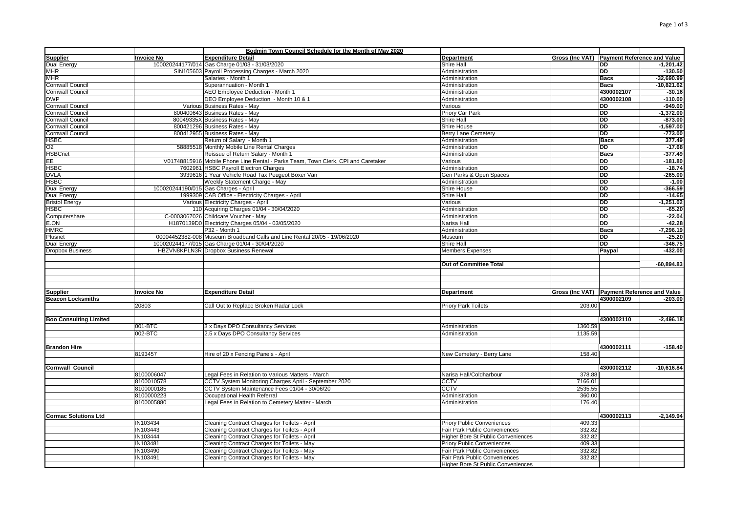| | | Bodmin Town Council Schedule for the Month of May 2020 | | | | |
|---|---|---|---|---|---|---|
| **Supplier** | **Invoice No** | **Expenditure Detail** | **Department** | **Gross (Inc VAT)** | **Payment Reference and Value** | |
| Dual Energy | 100020244177/014 | Gas Charge 01/03 - 31/03/2020 | Shire Hall | | DD | -1,201.42 |
| MHR | SIN105603 | Payroll Processing Charges - March 2020 | Administration | | DD | -130.50 |
| MHR | | Salaries - Month 1 | Administration | | Bacs | -32,690.99 |
| Cornwall Council | | Superannuation - Month 1 | Administration | | Bacs | -10,821.62 |
| Cornwall Council | | AEO Employee Deduction - Month 1 | Administration | | 4300002107 | -30.16 |
| DWP | | DEO Employee Deduction - Month 10 & 1 | Administration | | 4300002108 | -110.00 |
| Cornwall Council | Various | Business Rates - May | Various | | DD | -949.00 |
| Cornwall Council | 800400643 | Business Rates - May | Priory Car Park | | DD | -1,372.00 |
| Cornwall Council | 80049335X | Business Rates - May | Shire Hall | | DD | -873.00 |
| Cornwall Council | 800421296 | Business Rates - May | Shire House | | DD | -1,597.00 |
| Cornwall Council | 800412955 | Business Rates - May | Berry Lane Cemetery | | DD | -773.00 |
| HSBC | | Return of Salary - Month 1 | Administration | | Bacs | 377.49 |
| O2 | 58885518 | Monthly Mobile Line Rental Charges | Administration | | DD | -17.68 |
| HSBCnet | | Reissue of Return Salary - Month 1 | Administration | | Bacs | -377.49 |
| EE | V01748815916 | Mobile Phone Line Rental - Parks Team, Town Clerk, CPI and Caretaker | Various | | DD | -181.80 |
| HSBC | 7602961 | HSBC Payroll Electron Charges | Administration | | DD | -18.74 |
| DVLA | 3939616 | 1 Year Vehicle Road Tax Peugeot Boxer Van | Gen Parks & Open Spaces | | DD | -265.00 |
| HSBC | | Weekly Statement Charge - May | Administration | | DD | -1.00 |
| Dual Energy | 100020244190/015 | Gas Charges - April | Shire House | | DD | -366.59 |
| Dual Energy | 1999309 | CAB Office - Electricity Charges - April | Shire Hall | | DD | -14.65 |
| Bristol Energy | Various | Electricity Charges - April | Various | | DD | -1,251.02 |
| HSBC | 110 | Acquiring Charges 01/04 - 30/04/2020 | Administration | | DD | -65.20 |
| Computershare | C-0003067026 | Childcare Voucher - May | Administration | | DD | -22.04 |
| E.ON | H1870139D0 | Electricity Charges 05/04 - 03/05/2020 | Narisa Hall | | DD | -42.28 |
| HMRC | | P32 - Month 1 | Administration | | Bacs | -7,296.19 |
| Plusnet | 00004452382-008 | Museum Broadband Calls and Line Rental 20/05 - 19/06/2020 | Museum | | DD | -25.20 |
| Dual Energy | 100020244177/015 | Gas Charge 01/04 - 30/04/2020 | Shire Hall | | DD | -346.75 |
| Dropbox Business | HBZVN8KPLN3R | Dropbox Business Renewal | Members Expenses | | Paypal | -432.00 |
| | | | | | | |
| | | | **Out of Committee Total** | | | -60,894.83 |

| **Supplier** | **Invoice No** | **Expenditure Detail** | **Department** | **Gross (Inc VAT)** | **Payment Reference and Value** | |
|---|---|---|---|---|---|---|
| **Beacon Locksmiths** | | | | | 4300002109 | -203.00 |
| | 20803 | Call Out to Replace Broken Radar Lock | Priory Park Toilets | 203.00 | | |
| | | | | | | |
| **Boo Consulting Limited** | | | | | 4300002110 | -2,496.18 |
| | 001-BTC | 3 x Days DPO Consultancy Services | Administration | 1360.59 | | |
| | 002-BTC | 2.5 x Days DPO Consultancy Services | Administration | 1135.59 | | |
| | | | | | | |
| **Brandon Hire** | | | | | 4300002111 | -158.40 |
| | 8193457 | Hire of 20 x Fencing Panels - April | New Cemetery - Berry Lane | 158.40 | | |
| | | | | | | |
| **Cornwall Council** | | | | | 4300002112 | -10,616.84 |
| | 8100006047 | Legal Fees in Relation to Various Matters - March | Narisa Hall/Coldharbour | 378.88 | | |
| | 8100010578 | CCTV System Monitoring Charges April - September 2020 | CCTV | 7166.01 | | |
| | 8100000185 | CCTV System Maintenance Fees 01/04 - 30/06/20 | CCTV | 2535.55 | | |
| | 8100000223 | Occupational Health Referral | Administration | 360.00 | | |
| | 8100005880 | Legal Fees in Relation to Cemetery Matter - March | Administration | 176.40 | | |
| | | | | | | |
| **Cormac Solutions Ltd** | | | | | 4300002113 | -2,149.94 |
| | IN103434 | Cleaning Contract Charges for Toilets - April | Priory Public Conveniences | 409.33 | | |
| | IN103443 | Cleaning Contract Charges for Toilets - April | Fair Park Public Conveniences | 332.82 | | |
| | IN103444 | Cleaning Contract Charges for Toilets - April | Higher Bore St Public Conveniences | 332.82 | | |
| | IN103481 | Cleaning Contract Charges for Toilets - May | Priory Public Conveniences | 409.33 | | |
| | IN103490 | Cleaning Contract Charges for Toilets - May | Fair Park Public Conveniences | 332.82 | | |
| | IN103491 | Cleaning Contract Charges for Toilets - May | Fair Park Public Conveniences | 332.82 | | |
| | | | Higher Bore St Public Conveniences | | | |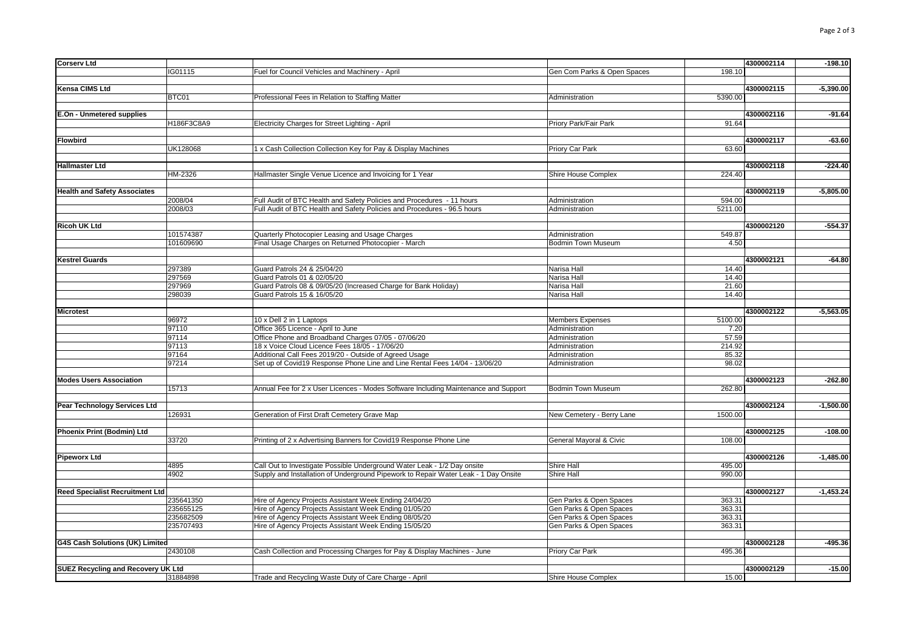| | | | | | | |
|---|---|---|---|---|---|---|
| **Corserv Ltd** | | | | | 4300002114 | -198.10 |
| | IG01115 | Fuel for Council Vehicles and Machinery - April | Gen Com Parks & Open Spaces | 198.10 | | |
| **Kensa CIMS Ltd** | | | | | 4300002115 | -5,390.00 |
| | BTC01 | Professional Fees in Relation to Staffing Matter | Administration | 5390.00 | | |
| **E.On - Unmetered supplies** | | | | | 4300002116 | -91.64 |
| | H186F3C8A9 | Electricity Charges for Street Lighting - April | Priory Park/Fair Park | 91.64 | | |
| **Flowbird** | | | | | 4300002117 | -63.60 |
| | UK128068 | 1 x Cash Collection Collection Key for Pay & Display Machines | Priory Car Park | 63.60 | | |
| **Hallmaster Ltd** | | | | | 4300002118 | -224.40 |
| | HM-2326 | Hallmaster Single Venue Licence and Invoicing for 1 Year | Shire House Complex | 224.40 | | |
| **Health and Safety Associates** | | | | | 4300002119 | -5,805.00 |
| | 2008/04 | Full Audit of BTC Health and Safety Policies and Procedures - 11 hours | Administration | 594.00 | | |
| | 2008/03 | Full Audit of BTC Health and Safety Policies and Procedures - 96.5 hours | Administration | 5211.00 | | |
| **Ricoh UK Ltd** | | | | | 4300002120 | -554.37 |
| | 101574387 | Quarterly Photocopier Leasing and Usage Charges | Administration | 549.87 | | |
| | 101609690 | Final Usage Charges on Returned Photocopier - March | Bodmin Town Museum | 4.50 | | |
| **Kestrel Guards** | | | | | 4300002121 | -64.80 |
| | 297389 | Guard Patrols 24 & 25/04/20 | Narisa Hall | 14.40 | | |
| | 297569 | Guard Patrols 01 & 02/05/20 | Narisa Hall | 14.40 | | |
| | 297969 | Guard Patrols 08 & 09/05/20 (Increased Charge for Bank Holiday) | Narisa Hall | 21.60 | | |
| | 298039 | Guard Patrols 15 & 16/05/20 | Narisa Hall | 14.40 | | |
| **Microtest** | | | | | 4300002122 | -5,563.05 |
| | 96972 | 10 x Dell 2 in 1 Laptops | Members Expenses | 5100.00 | | |
| | 97110 | Office 365 Licence - April to June | Administration | 7.20 | | |
| | 97114 | Office Phone and Broadband Charges 07/05 - 07/06/20 | Administration | 57.59 | | |
| | 97113 | 18 x Voice Cloud Licence Fees 18/05 - 17/06/20 | Administration | 214.92 | | |
| | 97164 | Additional Call Fees 2019/20 - Outside of Agreed Usage | Administration | 85.32 | | |
| | 97214 | Set up of Covid19 Response Phone Line and Line Rental Fees 14/04 - 13/06/20 | Administration | 98.02 | | |
| **Modes Users Association** | | | | | 4300002123 | -262.80 |
| | 15713 | Annual Fee for 2 x User Licences - Modes Software Including Maintenance and Support | Bodmin Town Museum | 262.80 | | |
| **Pear Technology Services Ltd** | | | | | 4300002124 | -1,500.00 |
| | 126931 | Generation of First Draft Cemetery Grave Map | New Cemetery - Berry Lane | 1500.00 | | |
| **Phoenix Print (Bodmin) Ltd** | | | | | 4300002125 | -108.00 |
| | 33720 | Printing of 2 x Advertising Banners for Covid19 Response Phone Line | General Mayoral & Civic | 108.00 | | |
| **Pipeworx Ltd** | | | | | 4300002126 | -1,485.00 |
| | 4895 | Call Out to Investigate Possible Underground Water Leak - 1/2 Day onsite | Shire Hall | 495.00 | | |
| | 4902 | Supply and Installation of Underground Pipework to Repair Water Leak - 1 Day Onsite | Shire Hall | 990.00 | | |
| **Reed Specialist Recruitment Ltd** | | | | | 4300002127 | -1,453.24 |
| | 235641350 | Hire of Agency Projects Assistant Week Ending 24/04/20 | Gen Parks & Open Spaces | 363.31 | | |
| | 235655125 | Hire of Agency Projects Assistant Week Ending 01/05/20 | Gen Parks & Open Spaces | 363.31 | | |
| | 235682509 | Hire of Agency Projects Assistant Week Ending 08/05/20 | Gen Parks & Open Spaces | 363.31 | | |
| | 235707493 | Hire of Agency Projects Assistant Week Ending 15/05/20 | Gen Parks & Open Spaces | 363.31 | | |
| **G4S Cash Solutions (UK) Limited** | | | | | 4300002128 | -495.36 |
| | 2430108 | Cash Collection and Processing Charges for Pay & Display Machines - June | Priory Car Park | 495.36 | | |
| **SUEZ Recycling and Recovery UK Ltd** | | | | | 4300002129 | -15.00 |
| | 31884898 | Trade and Recycling Waste Duty of Care Charge - April | Shire House Complex | 15.00 | | |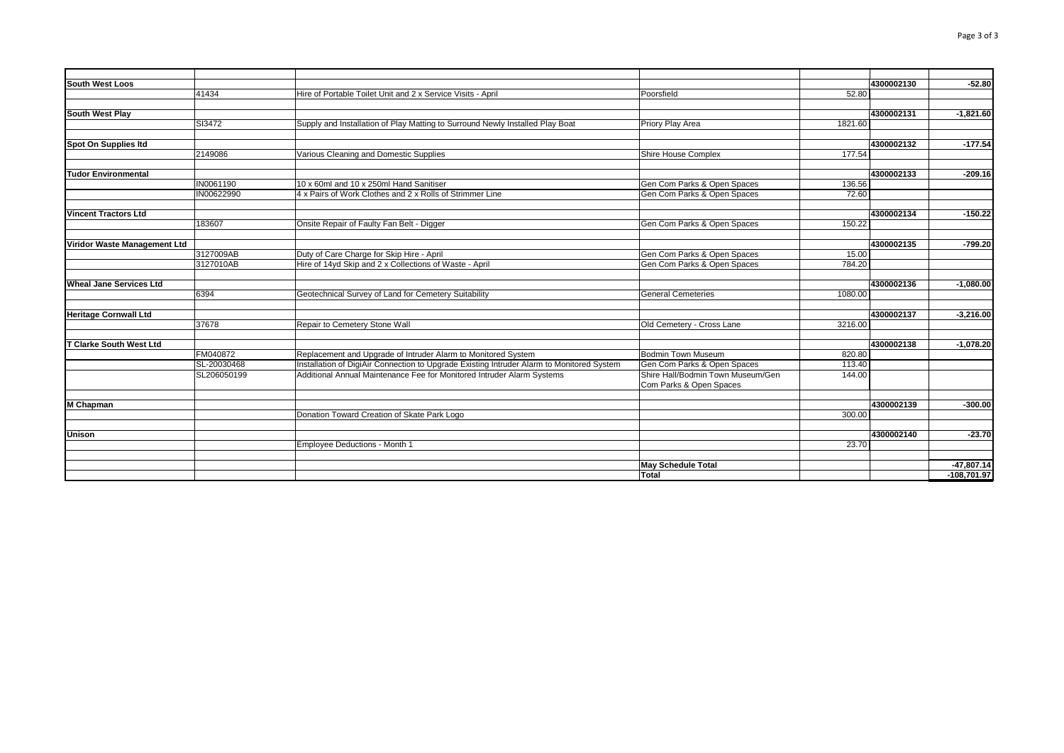| | | | | | | |
|---|---|---|---|---|---|---|
| **South West Loos** | | | | | **4300002130** | **-52.80** |
| | 41434 | Hire of Portable Toilet Unit and 2 x Service Visits - April | Poorsfield | 52.80 | | |
| | | | | | | |
| **South West Play** | | | | | **4300002131** | **-1,821.60** |
| | SI3472 | Supply and Installation of Play Matting to Surround Newly Installed Play Boat | Priory Play Area | 1821.60 | | |
| | | | | | | |
| **Spot On Supplies ltd** | | | | | **4300002132** | **-177.54** |
| | 2149086 | Various Cleaning and Domestic Supplies | Shire House Complex | 177.54 | | |
| | | | | | | |
| **Tudor Environmental** | | | | | **4300002133** | **-209.16** |
| | IN0061190 | 10 x 60ml and 10 x 250ml Hand Sanitiser | Gen Com Parks & Open Spaces | 136.56 | | |
| | IN00622990 | 4 x Pairs of Work Clothes and 2 x Rolls of Strimmer Line | Gen Com Parks & Open Spaces | 72.60 | | |
| | | | | | | |
| **Vincent Tractors Ltd** | | | | | **4300002134** | **-150.22** |
| | 183607 | Onsite Repair of Faulty Fan Belt - Digger | Gen Com Parks & Open Spaces | 150.22 | | |
| | | | | | | |
| **Viridor Waste Management Ltd** | | | | | **4300002135** | **-799.20** |
| | 3127009AB | Duty of Care Charge for Skip Hire - April | Gen Com Parks & Open Spaces | 15.00 | | |
| | 3127010AB | Hire of 14yd Skip and 2 x Collections of Waste - April | Gen Com Parks & Open Spaces | 784.20 | | |
| | | | | | | |
| **Wheal Jane Services Ltd** | | | | | **4300002136** | **-1,080.00** |
| | 6394 | Geotechnical Survey of Land for Cemetery Suitability | General Cemeteries | 1080.00 | | |
| | | | | | | |
| **Heritage Cornwall Ltd** | | | | | **4300002137** | **-3,216.00** |
| | 37678 | Repair to Cemetery Stone Wall | Old Cemetery - Cross Lane | 3216.00 | | |
| | | | | | | |
| **T Clarke South West Ltd** | | | | | **4300002138** | **-1,078.20** |
| | FM040872 | Replacement and Upgrade of Intruder Alarm to Monitored System | Bodmin Town Museum | 820.80 | | |
| | SL-20030468 | Installation of DigiAir Connection to Upgrade Existing Intruder Alarm to Monitored System | Gen Com Parks & Open Spaces | 113.40 | | |
| | SL206050199 | Additional Annual Maintenance Fee for Monitored Intruder Alarm Systems | Shire Hall/Bodmin Town Museum/Gen Com Parks & Open Spaces | 144.00 | | |
| | | | | | | |
| **M Chapman** | | | | | **4300002139** | **-300.00** |
| | | Donation Toward Creation of Skate Park Logo | | 300.00 | | |
| | | | | | | |
| **Unison** | | | | | **4300002140** | **-23.70** |
| | | Employee Deductions - Month 1 | | 23.70 | | |
| | | | | | | |
| | | | **May Schedule Total** | | | **-47,807.14** |
| | | | **Total** | | | **-108,701.97** |